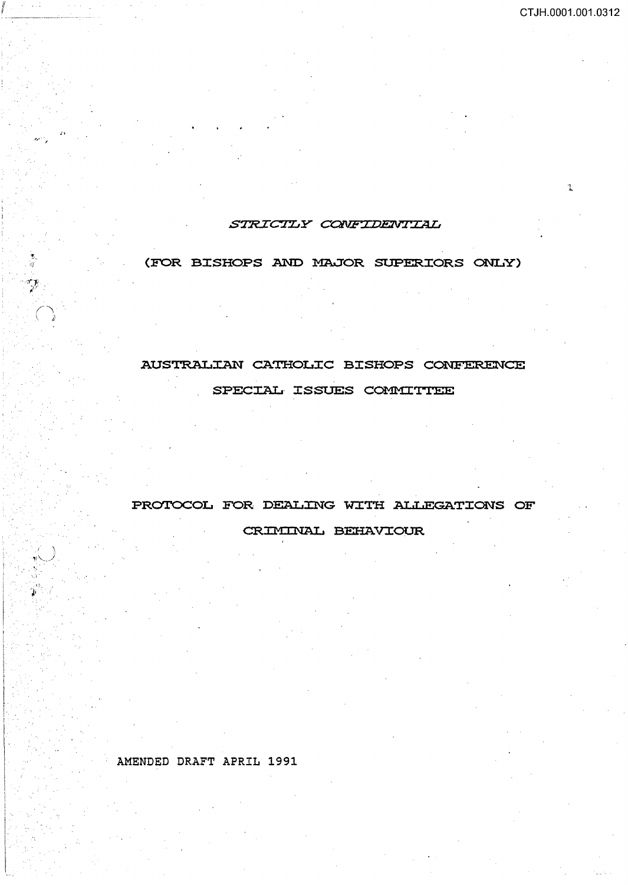*STRICTLY CONFIDENTIAL*

(FOR BISHOPS AND MAJOR SUPERIORS ONLY)

# AUSTRALIAN CATHOLIC BISHOPS CONFERENCE

## SPECIAL ISSUES COMMITTEE

# PROTOCOL FOR DEALING WITH ALLEGATIONS OF CRIMINAL BEHAVIOUR

AMENDED DRAFT APRIL 1991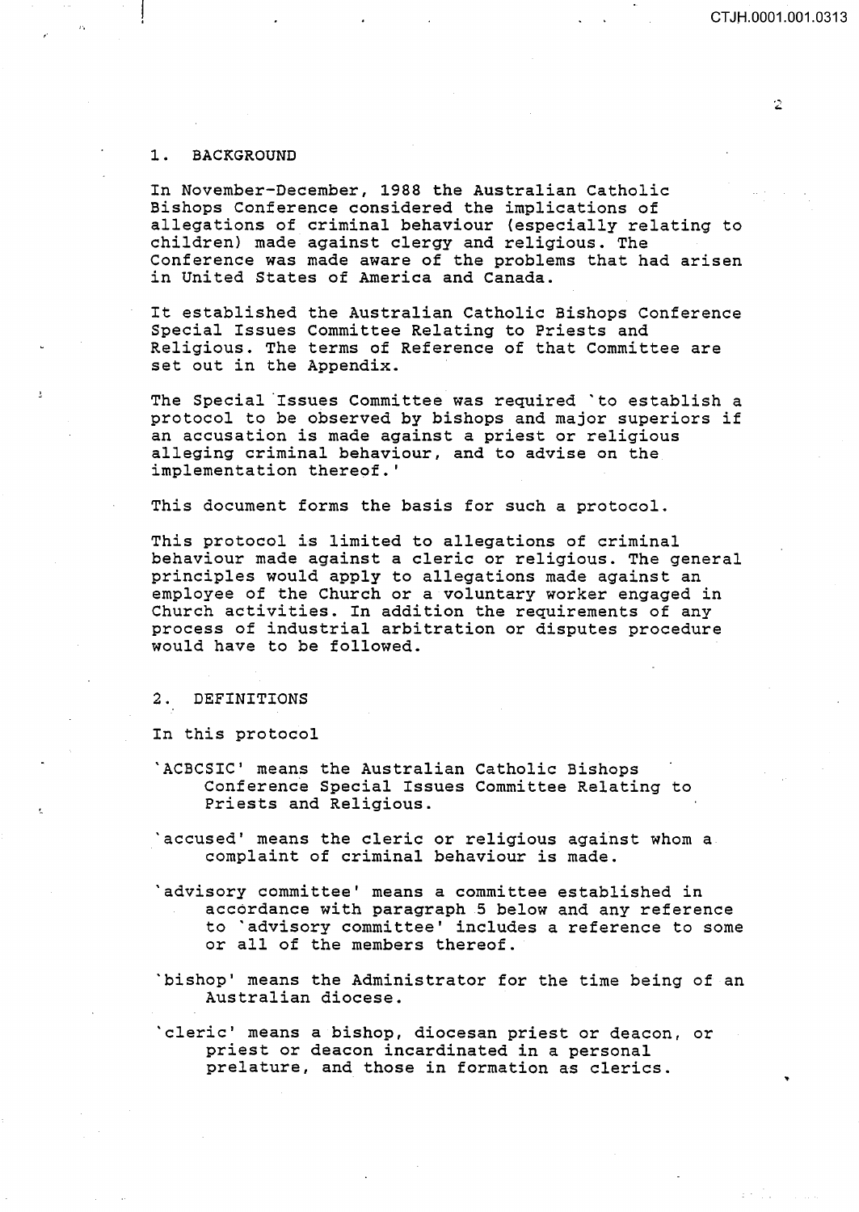## 1. BACKGROUND

In November-December, 1988 the Australian Catholic Bishops Conference considered the implications of allegations of criminal behaviour (especially relating to children) made against clergy and religious. The Conference was made aware of the problems that had arisen in United States of America and Canada.

It established the Australian Catholic Bishops Conference Special Issues Committee Relating to Priests and Religious. The terms of Reference of that Committee are set out in the Appendix.

The Special Issues Committee was required `to establish a protocol to be observed by bishops and major superiors if an accusation is made against a priest or religious alleging criminal behaviour, and to advise on the implementation thereof.'

This document forms the basis for such a protocol.

This protocol is limited to allegations of criminal behaviour made against a cleric or religious. The general principles would apply to allegations made against an employee of the Church or a voluntary worker engaged in Church activities. In addition the requirements of any process of industrial arbitration or disputes procedure would have to be followed.

## 2. DEFINITIONS

In this protocol

`ACBCSIC' means the Australian Catholic Bishops Conference Special Issues Committee Relating to Priests and Religious.

`accused' means the cleric or religious against whom a complaint of criminal behaviour is made.

`advisory committee' means a committee established in accordance with paragraph 5 below and any reference to `advisory committee' includes a reference to some or all of the members thereof.

`bishop' means the Administrator for the time being of an Australian diocese.

`cleric' means a bishop, diocesan priest or deacon, or priest or deacon incardinated in a personal prelature, and those in formation as clerics.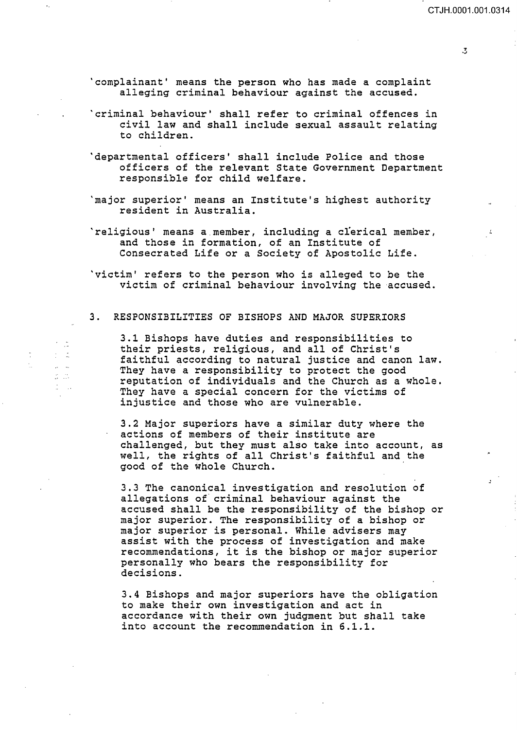'complainant' means the person who has made a complaint alleging criminal behaviour against the accused.

'criminal behaviour' shall refer to criminal offences in civil law and shall include sexual assault relating to children.

'departmental officers' shall include Police and those officers of the relevant State Government Department responsible for child welfare.

'major superior' means an Institute's highest authority resident in Australia.

'religious' means a member, including a clerical member, and those in formation, of an Institute of Consecrated Life or a Society of Apostolic Life.

'victim' refers to the person who is alleged to be the victim of criminal behaviour involving the accused.

## 3. RESPONSIBILITIES OF BISHOPS AND MAJOR SUPERIORS

3.1 Bishops have duties and responsibilities to their priests, religious, and all of Christ's faithful according to natural justice and canon law. They have a responsibility to protect the good reputation of individuals and the Church as a whole. They have a special concern for the victims of injustice and those who are vulnerable.

3.2 Major superiors have a similar duty where the actions of members of their institute are challenged, but they must also take into account, as well, the rights of all Christ's faithful and the good of the whole Church.

3.3 The canonical investigation and resolution of allegations of criminal behaviour against the accused shall be the responsibility of the bishop or major superior. The responsibility of a bishop or major superior is personal. While advisers may assist with the process of investigation and make recommendations, it is the bishop or major superior personally who bears the responsibility for decisions.

3.4 Bishops and major superiors have the obligation to make their own investigation and act in accordance with their own judgment but shall take into account the recommendation in 6.1.1.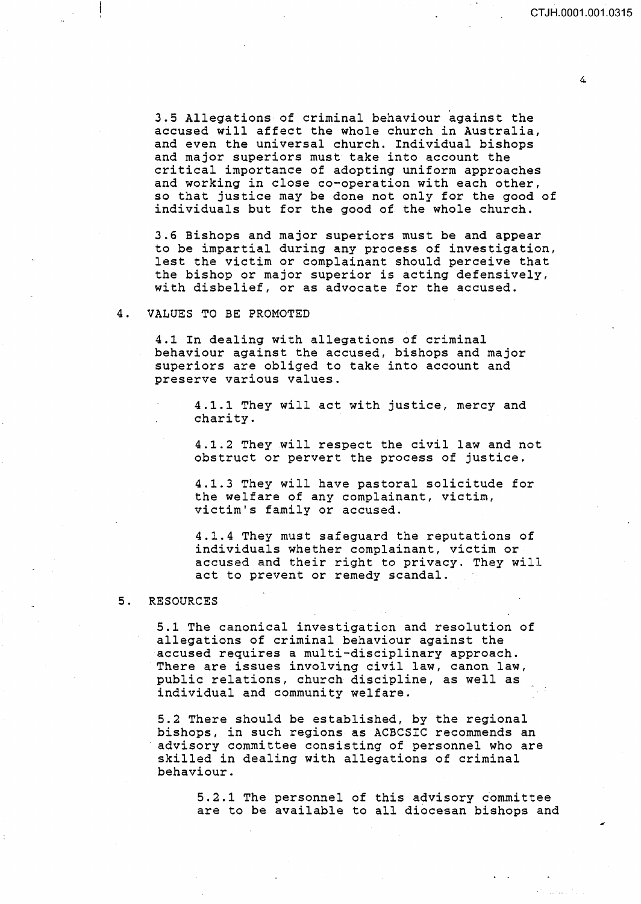3.5 Allegations of criminal behaviour against the accused will affect the whole church in Australia, and even the universal church. Individual bishops and major superiors must take into account the critical importance of adopting uniform approaches and working in close co-operation with each other, so that justice may be done not only for the good of individuals but for the good of the whole church.

3.6 Bishops and major superiors must be and appear to be impartial during any process of investigation, lest the victim or complainant should perceive that the bishop or major superior is acting defensively, with disbelief, or as advocate for the accused.

## 4. VALUES TO BE PROMOTED

4.1 In dealing with allegations of criminal behaviour against the accused, bishops and major superiors are obliged to take into account and preserve various values.

> 4.1.1 They will act with justice, mercy and charity.
>
> 4.1.2 They will respect the civil law and not obstruct or pervert the process of justice.
>
> 4.1.3 They will have pastoral solicitude for the welfare of any complainant, victim, victim's family or accused.
>
> 4.1.4 They must safeguard the reputations of individuals whether complainant, victim or accused and their right to privacy. They will act to prevent or remedy scandal.

## 5. RESOURCES

5.1 The canonical investigation and resolution of allegations of criminal behaviour against the accused requires a multi-disciplinary approach. There are issues involving civil law, canon law, public relations, church discipline, as well as individual and community welfare.

5.2 There should be established, by the regional bishops, in such regions as ACBCSIC recommends an advisory committee consisting of personnel who are skilled in dealing with allegations of criminal behaviour.

> 5.2.1 The personnel of this advisory committee are to be available to all diocesan bishops and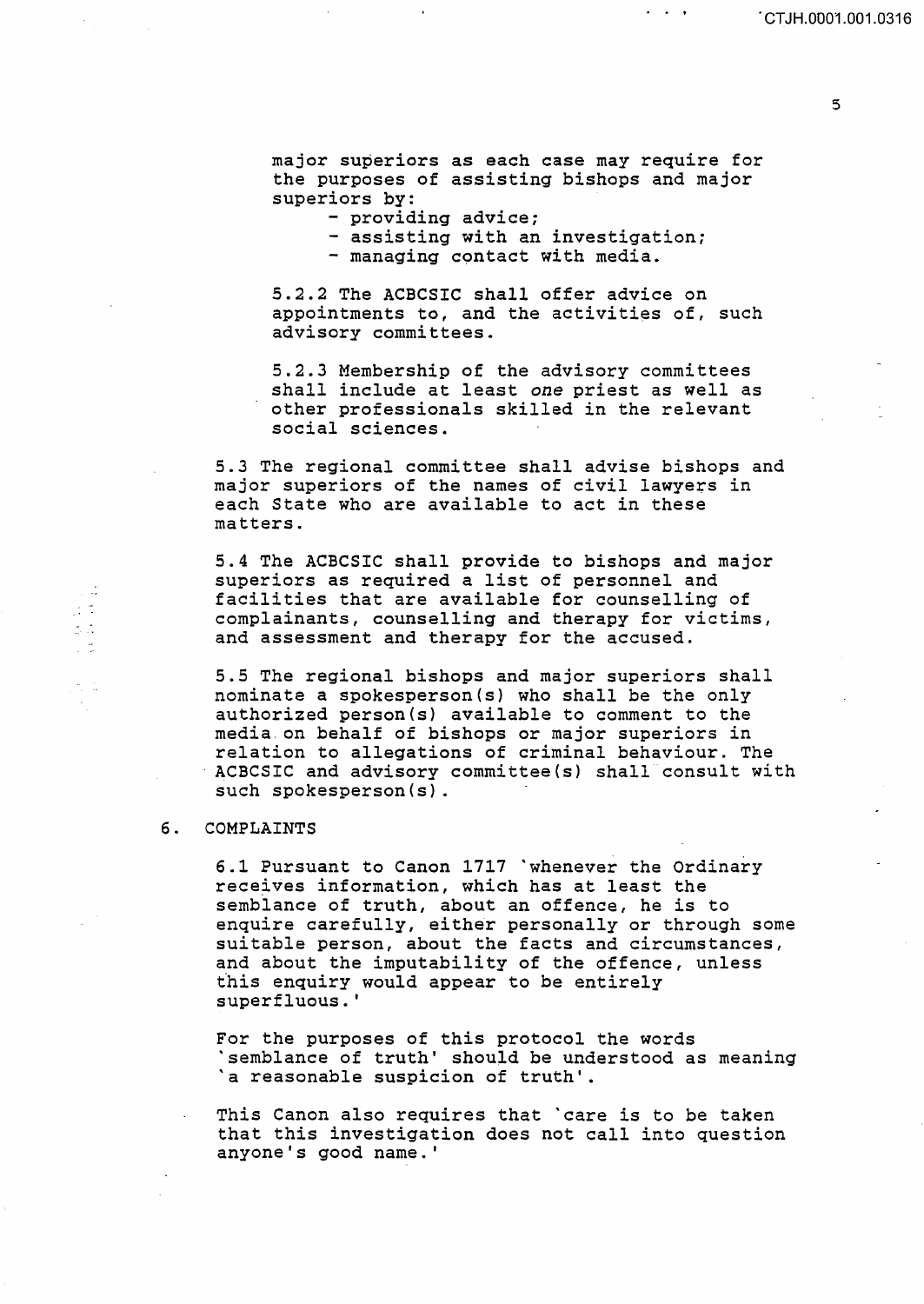major superiors as each case may require for the purposes of assisting bishops and major superiors by:

- providing advice;
- assisting with an investigation;
- managing contact with media.

5.2.2 The ACBCSIC shall offer advice on appointments to, and the activities of, such advisory committees.

5.2.3 Membership of the advisory committees shall include at least *one* priest as well as other professionals skilled in the relevant social sciences.

5.3 The regional committee shall advise bishops and major superiors of the names of civil lawyers in each State who are available to act in these matters.

5.4 The ACBCSIC shall provide to bishops and major superiors as required a list of personnel and facilities that are available for counselling of complainants, counselling and therapy for victims, and assessment and therapy for the accused.

5.5 The regional bishops and major superiors shall nominate a spokesperson(s) who shall be the only authorized person(s) available to comment to the media on behalf of bishops or major superiors in relation to allegations of criminal behaviour. The ACBCSIC and advisory committee(s) shall consult with such spokesperson(s).

## 6. COMPLAINTS

6.1 Pursuant to Canon 1717 'whenever the Ordinary receives information, which has at least the semblance of truth, about an offence, he is to enquire carefully, either personally or through some suitable person, about the facts and circumstances, and about the imputability of the offence, unless this enquiry would appear to be entirely superfluous.'

For the purposes of this protocol the words 'semblance of truth' should be understood as meaning 'a reasonable suspicion of truth'.

This Canon also requires that 'care is to be taken that this investigation does not call into question anyone's good name.'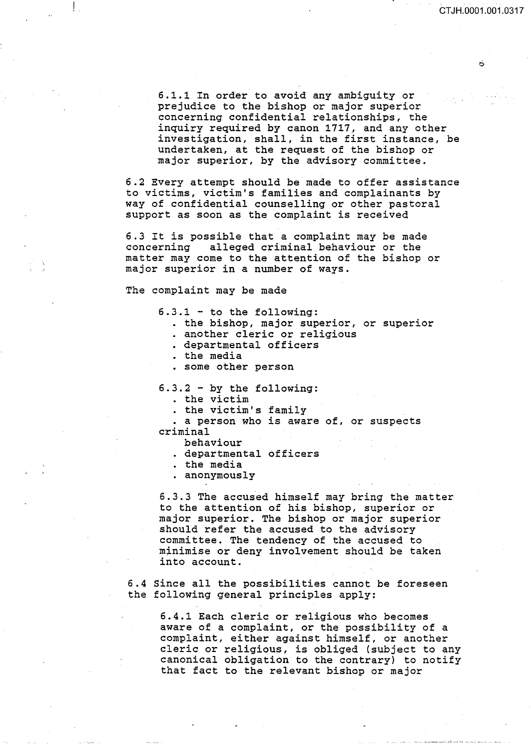6.1.1 In order to avoid any ambiguity or prejudice to the bishop or major superior concerning confidential relationships, the inquiry required by canon 1717, and any other investigation, shall, in the first instance, be undertaken, at the request of the bishop or major superior, by the advisory committee.

6.2 Every attempt should be made to offer assistance to victims, victim's families and complainants by way of confidential counselling or other pastoral support as soon as the complaint is received

6.3 It is possible that a complaint may be made concerning alleged criminal behaviour or the matter may come to the attention of the bishop or major superior in a number of ways.

The complaint may be made

6.3.1 - to the following:

- the bishop, major superior, or superior
- another cleric or religious
- departmental officers
- the media
- some other person

6.3.2 - by the following:

- the victim
- the victim's family
- a person who is aware of, or suspects criminal behaviour
- departmental officers
- the media
- anonymously

6.3.3 The accused himself may bring the matter to the attention of his bishop, superior or major superior. The bishop or major superior should refer the accused to the advisory committee. The tendency of the accused to minimise or deny involvement should be taken into account.

6.4 Since all the possibilities cannot be foreseen the following general principles apply:

6.4.1 Each cleric or religious who becomes aware of a complaint, or the possibility of a complaint, either against himself, or another cleric or religious, is obliged (subject to any canonical obligation to the contrary) to notify that fact to the relevant bishop or major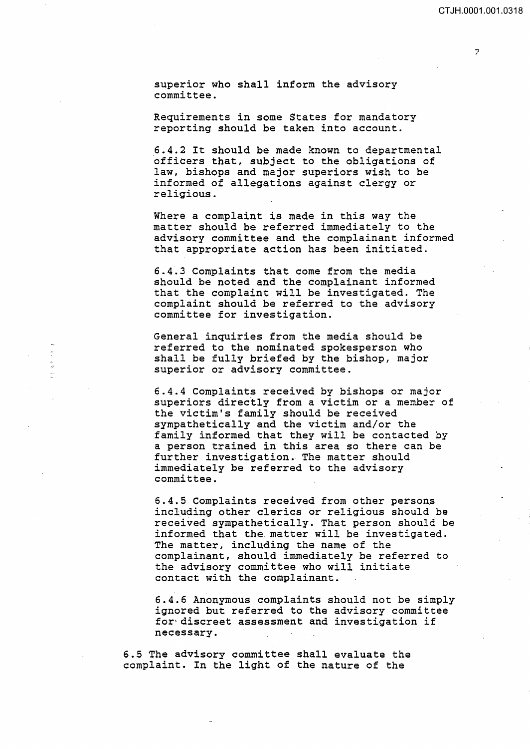superior who shall inform the advisory committee.

Requirements in some States for mandatory reporting should be taken into account.

6.4.2 It should be made known to departmental officers that, subject to the obligations of law, bishops and major superiors wish to be informed of allegations against clergy or religious.

Where a complaint is made in this way the matter should be referred immediately to the advisory committee and the complainant informed that appropriate action has been initiated.

6.4.3 Complaints that come from the media should be noted and the complainant informed that the complaint will be investigated. The complaint should be referred to the advisory committee for investigation.

General inquiries from the media should be referred to the nominated spokesperson who shall be fully briefed by the bishop, major superior or advisory committee.

6.4.4 Complaints received by bishops or major superiors directly from a victim or a member of the victim's family should be received sympathetically and the victim and/or the family informed that they will be contacted by a person trained in this area so there can be further investigation. The matter should immediately be referred to the advisory committee.

6.4.5 Complaints received from other persons including other clerics or religious should be received sympathetically. That person should be informed that the matter will be investigated. The matter, including the name of the complainant, should immediately be referred to the advisory committee who will initiate contact with the complainant.

6.4.6 Anonymous complaints should not be simply ignored but referred to the advisory committee for discreet assessment and investigation if necessary.

6.5 The advisory committee shall evaluate the complaint. In the light of the nature of the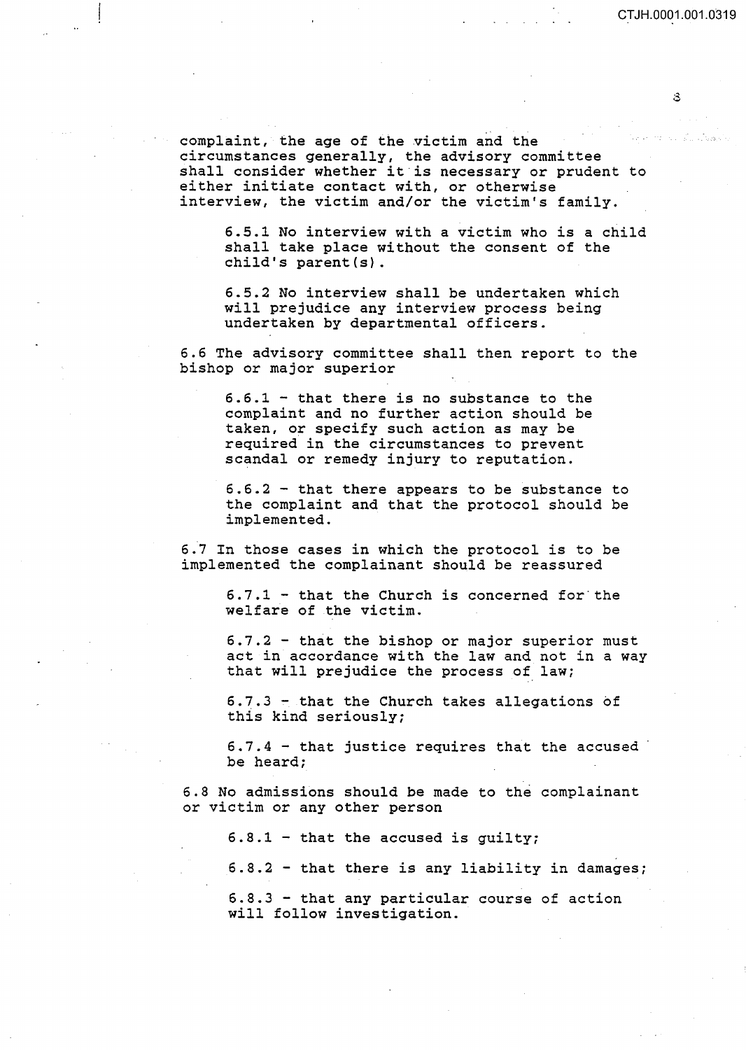complaint, the age of the victim and the circumstances generally, the advisory committee shall consider whether it is necessary or prudent to either initiate contact with, or otherwise interview, the victim and/or the victim's family.

> 6.5.1 No interview with a victim who is a child shall take place without the consent of the child's parent(s).
>
> 6.5.2 No interview shall be undertaken which will prejudice any interview process being undertaken by departmental officers.

6.6 The advisory committee shall then report to the bishop or major superior

> 6.6.1 - that there is no substance to the complaint and no further action should be taken, or specify such action as may be required in the circumstances to prevent scandal or remedy injury to reputation.
>
> 6.6.2 - that there appears to be substance to the complaint and that the protocol should be implemented.

6.7 In those cases in which the protocol is to be implemented the complainant should be reassured

> 6.7.1 - that the Church is concerned for the welfare of the victim.
>
> 6.7.2 - that the bishop or major superior must act in accordance with the law and not in a way that will prejudice the process of law;
>
> 6.7.3 - that the Church takes allegations of this kind seriously;
>
> 6.7.4 - that justice requires that the accused be heard;

6.8 No admissions should be made to the complainant or victim or any other person

> 6.8.1 - that the accused is guilty;
>
> 6.8.2 - that there is any liability in damages;
>
> 6.8.3 - that any particular course of action will follow investigation.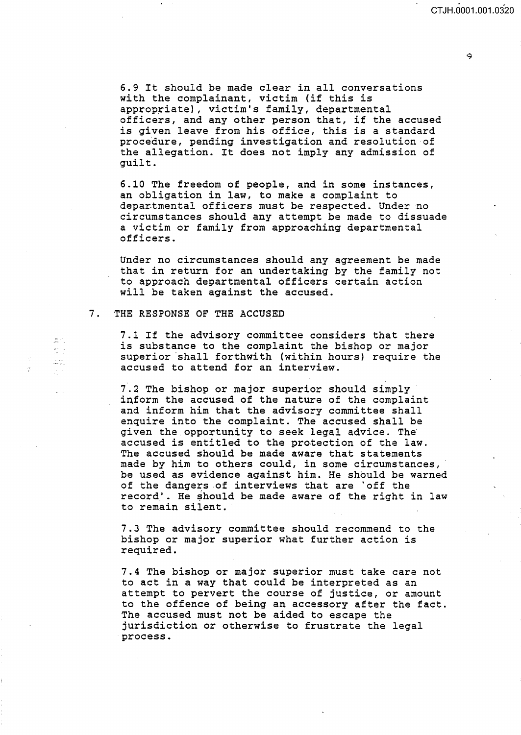6.9 It should be made clear in all conversations with the complainant, victim (if this is appropriate), victim's family, departmental officers, and any other person that, if the accused is given leave from his office, this is a standard procedure, pending investigation and resolution of the allegation. It does not imply any admission of guilt.

6.10 The freedom of people, and in some instances, an obligation in law, to make a complaint to departmental officers must be respected. Under no circumstances should any attempt be made to dissuade a victim or family from approaching departmental officers.

Under no circumstances should any agreement be made that in return for an undertaking by the family not to approach departmental officers certain action will be taken against the accused.

## 7. THE RESPONSE OF THE ACCUSED

7.1 If the advisory committee considers that there is substance to the complaint the bishop or major superior shall forthwith (within hours) require the accused to attend for an interview.

7.2 The bishop or major superior should simply inform the accused of the nature of the complaint and inform him that the advisory committee shall enquire into the complaint. The accused shall be given the opportunity to seek legal advice. The accused is entitled to the protection of the law. The accused should be made aware that statements made by him to others could, in some circumstances, be used as evidence against him. He should be warned of the dangers of interviews that are 'off the record'. He should be made aware of the right in law to remain silent.

7.3 The advisory committee should recommend to the bishop or major superior what further action is required.

7.4 The bishop or major superior must take care not to act in a way that could be interpreted as an attempt to pervert the course of justice, or amount to the offence of being an accessory after the fact. The accused must not be aided to escape the jurisdiction or otherwise to frustrate the legal process.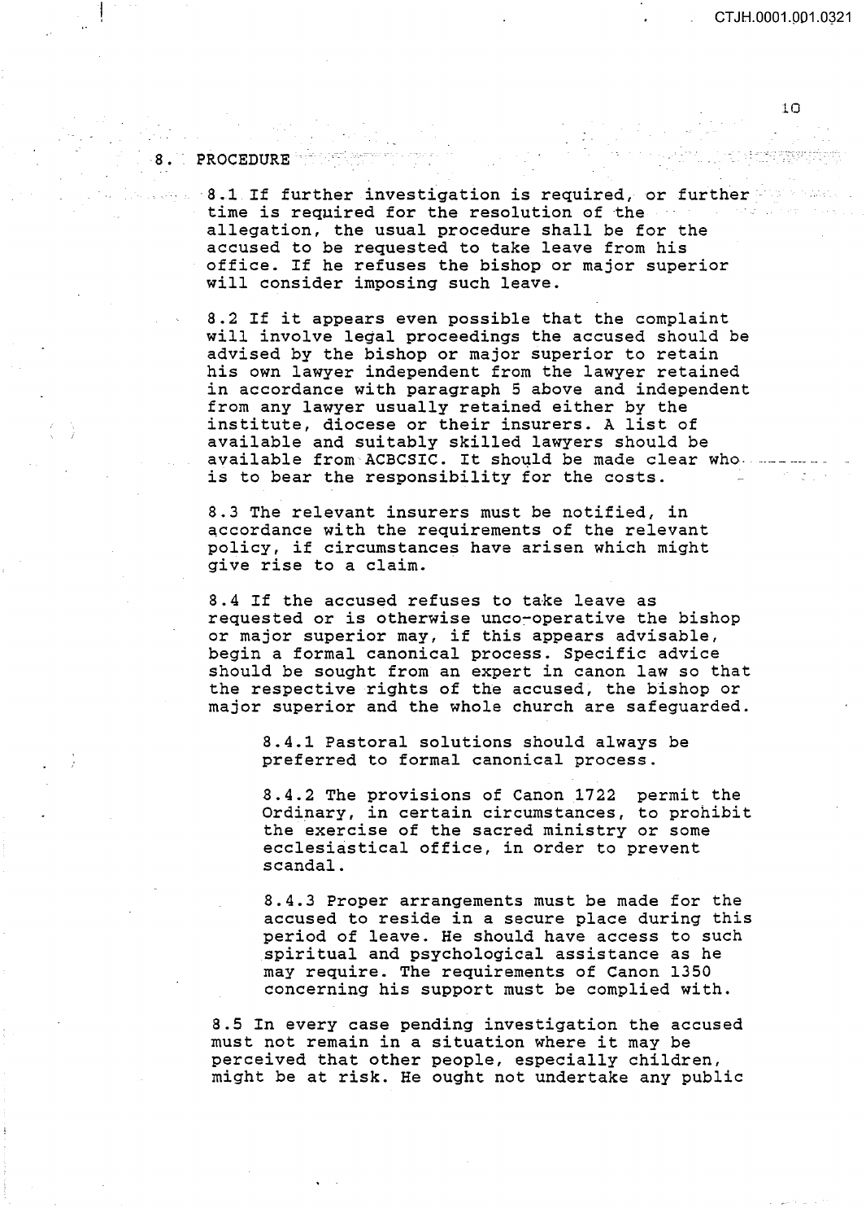## 8. PROCEDURE

8.1 If further investigation is required, or further time is required for the resolution of the allegation, the usual procedure shall be for the accused to be requested to take leave from his office. If he refuses the bishop or major superior will consider imposing such leave.

8.2 If it appears even possible that the complaint will involve legal proceedings the accused should be advised by the bishop or major superior to retain his own lawyer independent from the lawyer retained in accordance with paragraph 5 above and independent from any lawyer usually retained either by the institute, diocese or their insurers. A list of available and suitably skilled lawyers should be available from ACBCSIC. It should be made clear who is to bear the responsibility for the costs.

8.3 The relevant insurers must be notified, in accordance with the requirements of the relevant policy, if circumstances have arisen which might give rise to a claim.

8.4 If the accused refuses to take leave as requested or is otherwise unco-operative the bishop or major superior may, if this appears advisable, begin a formal canonical process. Specific advice should be sought from an expert in canon law so that the respective rights of the accused, the bishop or major superior and the whole church are safeguarded.

> 8.4.1 Pastoral solutions should always be preferred to formal canonical process.
>
> 8.4.2 The provisions of Canon 1722 permit the Ordinary, in certain circumstances, to prohibit the exercise of the sacred ministry or some ecclesiastical office, in order to prevent scandal.
>
> 8.4.3 Proper arrangements must be made for the accused to reside in a secure place during this period of leave. He should have access to such spiritual and psychological assistance as he may require. The requirements of Canon 1350 concerning his support must be complied with.

8.5 In every case pending investigation the accused must not remain in a situation where it may be perceived that other people, especially children, might be at risk. He ought not undertake any public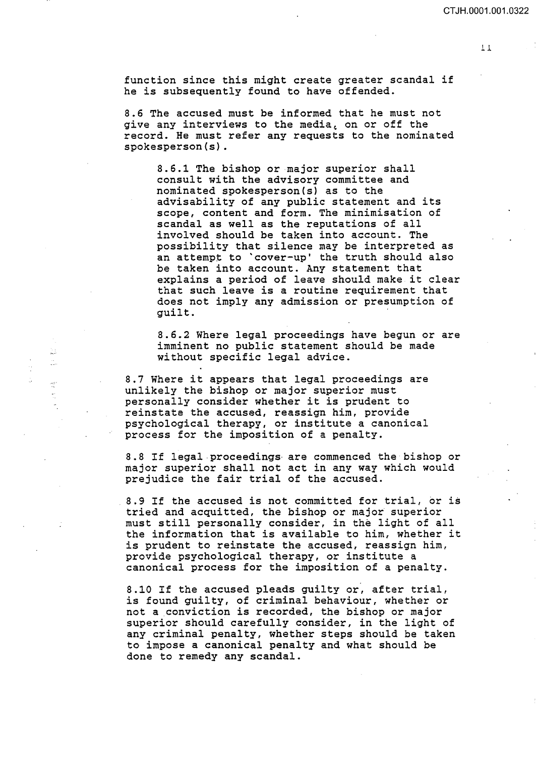function since this might create greater scandal if he is subsequently found to have offended.

8.6 The accused must be informed that he must not give any interviews to the media, on or off the record. He must refer any requests to the nominated spokesperson(s).

> 8.6.1 The bishop or major superior shall consult with the advisory committee and nominated spokesperson(s) as to the advisability of any public statement and its scope, content and form. The minimisation of scandal as well as the reputations of all involved should be taken into account. The possibility that silence may be interpreted as an attempt to 'cover-up' the truth should also be taken into account. Any statement that explains a period of leave should make it clear that such leave is a routine requirement that does not imply any admission or presumption of guilt.
>
> 8.6.2 Where legal proceedings have begun or are imminent no public statement should be made without specific legal advice.

8.7 Where it appears that legal proceedings are unlikely the bishop or major superior must personally consider whether it is prudent to reinstate the accused, reassign him, provide psychological therapy, or institute a canonical process for the imposition of a penalty.

8.8 If legal proceedings are commenced the bishop or major superior shall not act in any way which would prejudice the fair trial of the accused.

8.9 If the accused is not committed for trial, or is tried and acquitted, the bishop or major superior must still personally consider, in the light of all the information that is available to him, whether it is prudent to reinstate the accused, reassign him, provide psychological therapy, or institute a canonical process for the imposition of a penalty.

8.10 If the accused pleads guilty or, after trial, is found guilty, of criminal behaviour, whether or not a conviction is recorded, the bishop or major superior should carefully consider, in the light of any criminal penalty, whether steps should be taken to impose a canonical penalty and what should be done to remedy any scandal.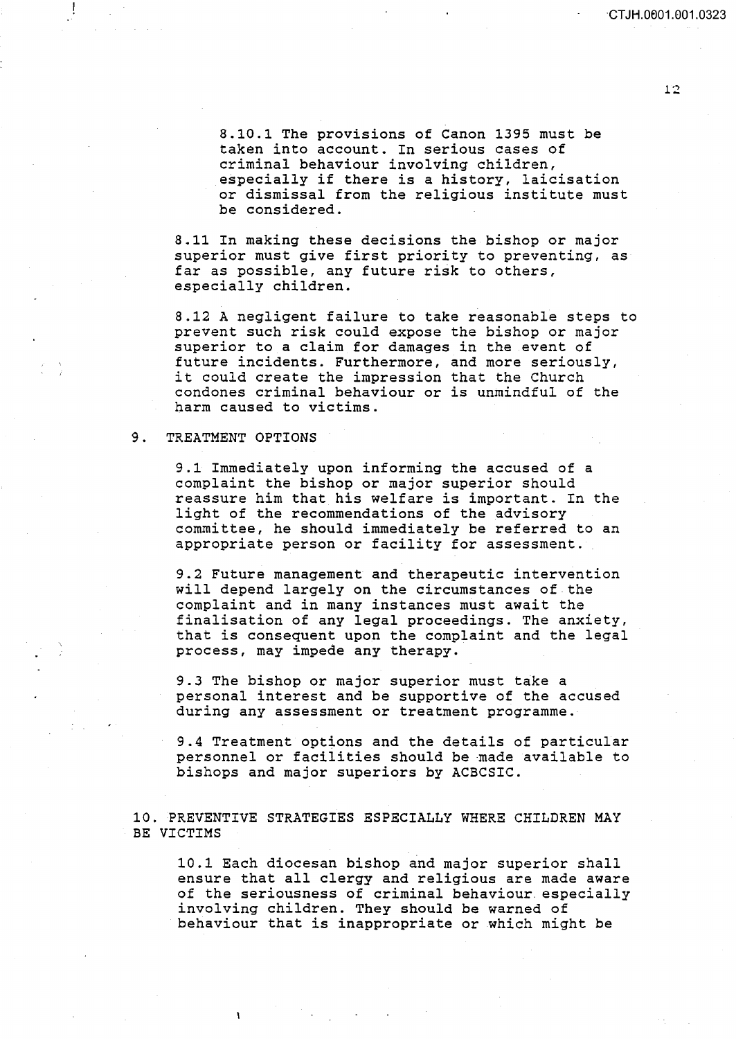8.10.1 The provisions of Canon 1395 must be taken into account. In serious cases of criminal behaviour involving children, especially if there is a history, laicisation or dismissal from the religious institute must be considered.

8.11 In making these decisions the bishop or major superior must give first priority to preventing, as far as possible, any future risk to others, especially children.

8.12 A negligent failure to take reasonable steps to prevent such risk could expose the bishop or major superior to a claim for damages in the event of future incidents. Furthermore, and more seriously, it could create the impression that the Church condones criminal behaviour or is unmindful of the harm caused to victims.

## 9. TREATMENT OPTIONS

9.1 Immediately upon informing the accused of a complaint the bishop or major superior should reassure him that his welfare is important. In the light of the recommendations of the advisory committee, he should immediately be referred to an appropriate person or facility for assessment.

9.2 Future management and therapeutic intervention will depend largely on the circumstances of the complaint and in many instances must await the finalisation of any legal proceedings. The anxiety, that is consequent upon the complaint and the legal process, may impede any therapy.

9.3 The bishop or major superior must take a personal interest and be supportive of the accused during any assessment or treatment programme.

9.4 Treatment options and the details of particular personnel or facilities should be made available to bishops and major superiors by ACBCSIC.

## 10. PREVENTIVE STRATEGIES ESPECIALLY WHERE CHILDREN MAY BE VICTIMS

10.1 Each diocesan bishop and major superior shall ensure that all clergy and religious are made aware of the seriousness of criminal behaviour especially involving children. They should be warned of behaviour that is inappropriate or which might be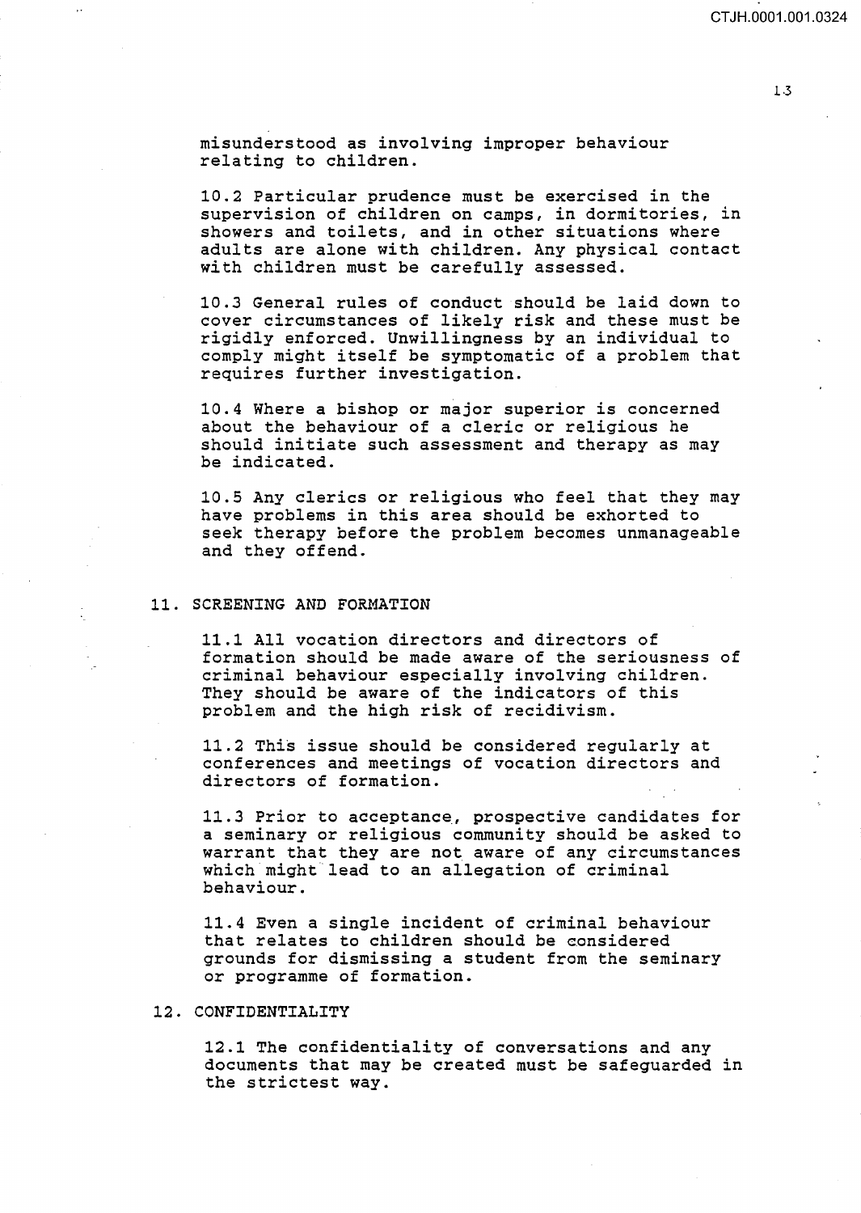misunderstood as involving improper behaviour relating to children.

10.2 Particular prudence must be exercised in the supervision of children on camps, in dormitories, in showers and toilets, and in other situations where adults are alone with children. Any physical contact with children must be carefully assessed.

10.3 General rules of conduct should be laid down to cover circumstances of likely risk and these must be rigidly enforced. Unwillingness by an individual to comply might itself be symptomatic of a problem that requires further investigation.

10.4 Where a bishop or major superior is concerned about the behaviour of a cleric or religious he should initiate such assessment and therapy as may be indicated.

10.5 Any clerics or religious who feel that they may have problems in this area should be exhorted to seek therapy before the problem becomes unmanageable and they offend.

## 11. SCREENING AND FORMATION

11.1 All vocation directors and directors of formation should be made aware of the seriousness of criminal behaviour especially involving children. They should be aware of the indicators of this problem and the high risk of recidivism.

11.2 This issue should be considered regularly at conferences and meetings of vocation directors and directors of formation.

11.3 Prior to acceptance, prospective candidates for a seminary or religious community should be asked to warrant that they are not aware of any circumstances which might lead to an allegation of criminal behaviour.

11.4 Even a single incident of criminal behaviour that relates to children should be considered grounds for dismissing a student from the seminary or programme of formation.

## 12. CONFIDENTIALITY

12.1 The confidentiality of conversations and any documents that may be created must be safeguarded in the strictest way.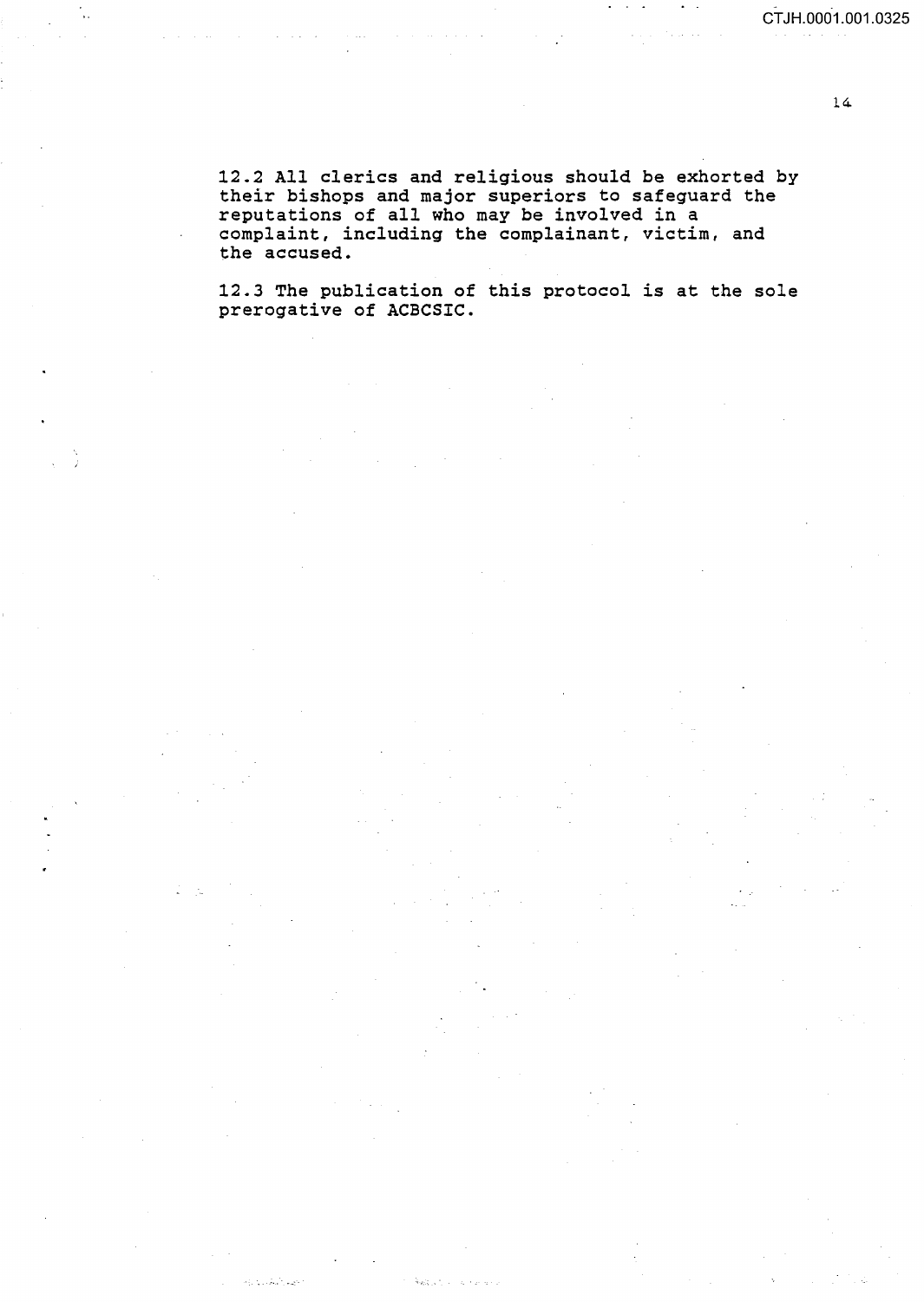12.2 All clerics and religious should be exhorted by their bishops and major superiors to safeguard the reputations of all who may be involved in a complaint, including the complainant, victim, and the accused.

12.3 The publication of this protocol is at the sole prerogative of ACBCSIC.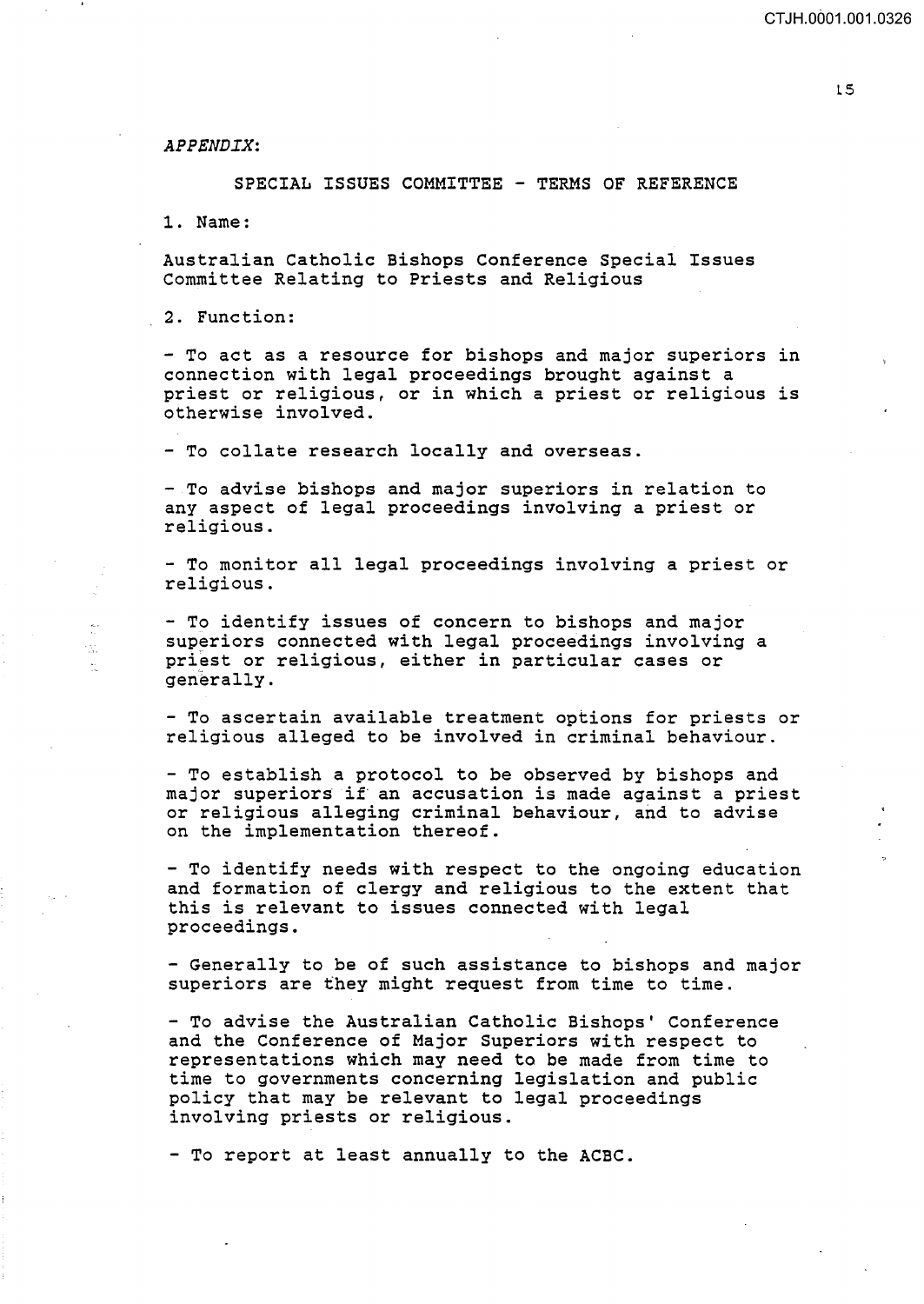*APPENDIX*:

## SPECIAL ISSUES COMMITTEE - TERMS OF REFERENCE

1. Name:

Australian Catholic Bishops Conference Special Issues Committee Relating to Priests and Religious

2. Function:

- To act as a resource for bishops and major superiors in connection with legal proceedings brought against a priest or religious, or in which a priest or religious is otherwise involved.

- To collate research locally and overseas.

- To advise bishops and major superiors in relation to any aspect of legal proceedings involving a priest or religious.

- To monitor all legal proceedings involving a priest or religious.

- To identify issues of concern to bishops and major superiors connected with legal proceedings involving a priest or religious, either in particular cases or generally.

- To ascertain available treatment options for priests or religious alleged to be involved in criminal behaviour.

- To establish a protocol to be observed by bishops and major superiors if an accusation is made against a priest or religious alleging criminal behaviour, and to advise on the implementation thereof.

- To identify needs with respect to the ongoing education and formation of clergy and religious to the extent that this is relevant to issues connected with legal proceedings.

- Generally to be of such assistance to bishops and major superiors are they might request from time to time.

- To advise the Australian Catholic Bishops' Conference and the Conference of Major Superiors with respect to representations which may need to be made from time to time to governments concerning legislation and public policy that may be relevant to legal proceedings involving priests or religious.

- To report at least annually to the ACBC.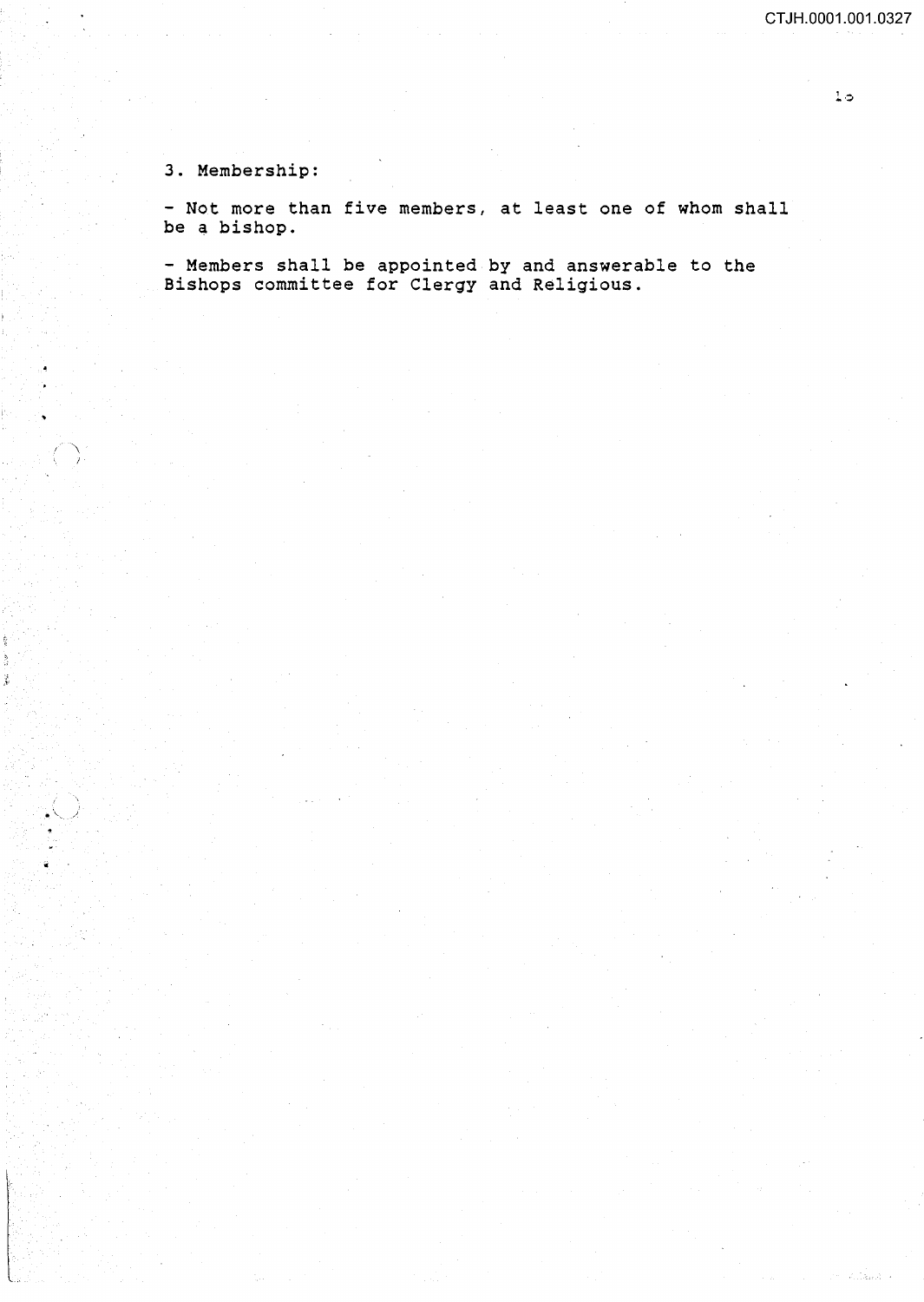3. Membership:

- Not more than five members, at least one of whom shall be a bishop.

- Members shall be appointed by and answerable to the Bishops committee for Clergy and Religious.